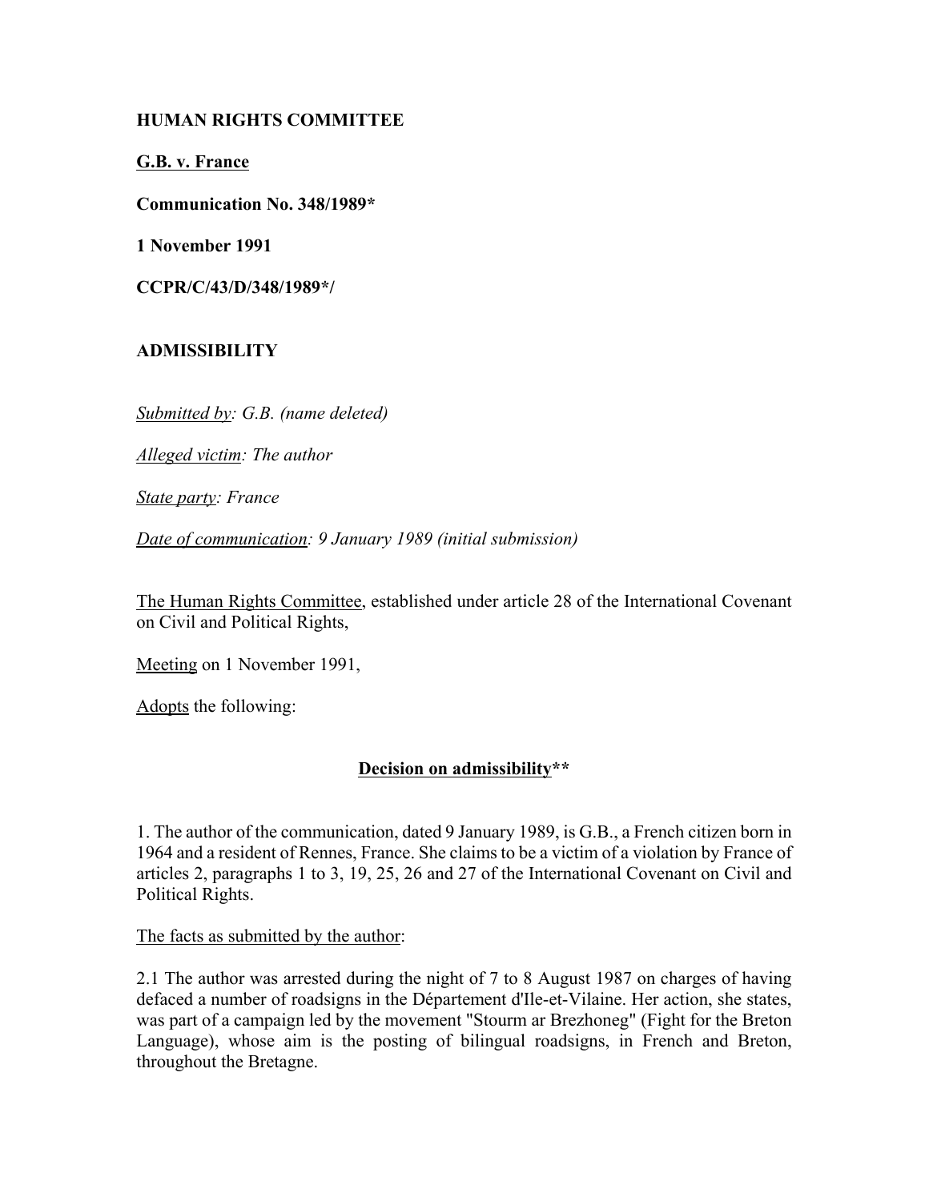**HUMAN RIGHTS COMMITTEE**

**G.B. v. France**

**Communication No. 348/1989***

**1 November 1991**

**CCPR/C/43/D/348/1989*/**

**ADMISSIBILITY**

*Submitted by: G.B. (name deleted)*

*Alleged victim: The author*

*State party: France*

*Date of communication: 9 January 1989 (initial submission)*

The Human Rights Committee, established under article 28 of the International Covenant on Civil and Political Rights,

Meeting on 1 November 1991,

Adopts the following:

## Decision on admissibility**

1. The author of the communication, dated 9 January 1989, is G.B., a French citizen born in 1964 and a resident of Rennes, France. She claims to be a victim of a violation by France of articles 2, paragraphs 1 to 3, 19, 25, 26 and 27 of the International Covenant on Civil and Political Rights.

The facts as submitted by the author:

2.1 The author was arrested during the night of 7 to 8 August 1987 on charges of having defaced a number of roadsigns in the Département d'Ile-et-Vilaine. Her action, she states, was part of a campaign led by the movement "Stourm ar Brezhoneg" (Fight for the Breton Language), whose aim is the posting of bilingual roadsigns, in French and Breton, throughout the Bretagne.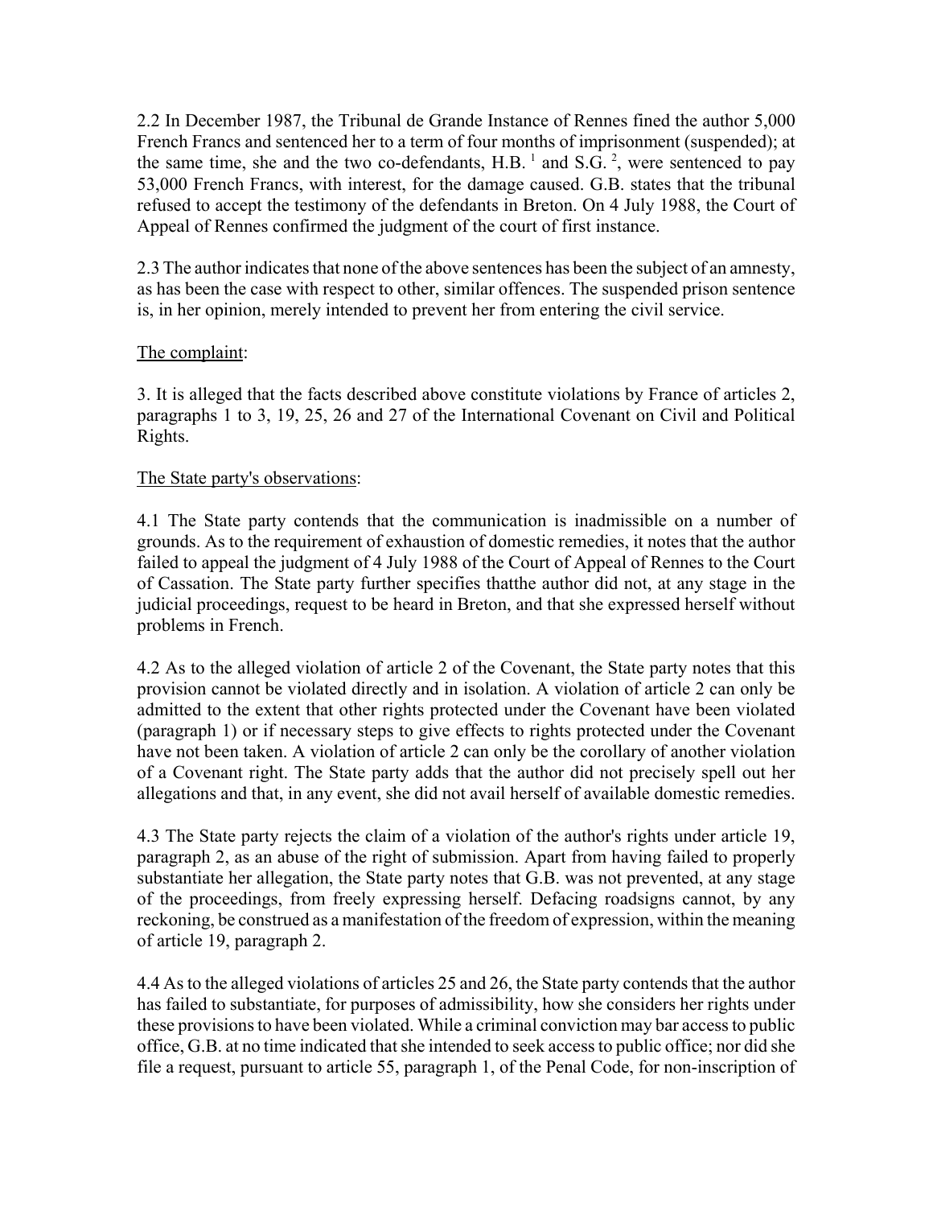2.2 In December 1987, the Tribunal de Grande Instance of Rennes fined the author 5,000 French Francs and sentenced her to a term of four months of imprisonment (suspended); at the same time, she and the two co-defendants, H.B. [1] and S.G. [2], were sentenced to pay 53,000 French Francs, with interest, for the damage caused. G.B. states that the tribunal refused to accept the testimony of the defendants in Breton. On 4 July 1988, the Court of Appeal of Rennes confirmed the judgment of the court of first instance.

2.3 The author indicates that none of the above sentences has been the subject of an amnesty, as has been the case with respect to other, similar offences. The suspended prison sentence is, in her opinion, merely intended to prevent her from entering the civil service.

The complaint:

3. It is alleged that the facts described above constitute violations by France of articles 2, paragraphs 1 to 3, 19, 25, 26 and 27 of the International Covenant on Civil and Political Rights.

The State party's observations:

4.1 The State party contends that the communication is inadmissible on a number of grounds. As to the requirement of exhaustion of domestic remedies, it notes that the author failed to appeal the judgment of 4 July 1988 of the Court of Appeal of Rennes to the Court of Cassation. The State party further specifies thatthe author did not, at any stage in the judicial proceedings, request to be heard in Breton, and that she expressed herself without problems in French.

4.2 As to the alleged violation of article 2 of the Covenant, the State party notes that this provision cannot be violated directly and in isolation. A violation of article 2 can only be admitted to the extent that other rights protected under the Covenant have been violated (paragraph 1) or if necessary steps to give effects to rights protected under the Covenant have not been taken. A violation of article 2 can only be the corollary of another violation of a Covenant right. The State party adds that the author did not precisely spell out her allegations and that, in any event, she did not avail herself of available domestic remedies.

4.3 The State party rejects the claim of a violation of the author's rights under article 19, paragraph 2, as an abuse of the right of submission. Apart from having failed to properly substantiate her allegation, the State party notes that G.B. was not prevented, at any stage of the proceedings, from freely expressing herself. Defacing roadsigns cannot, by any reckoning, be construed as a manifestation of the freedom of expression, within the meaning of article 19, paragraph 2.

4.4 As to the alleged violations of articles 25 and 26, the State party contends that the author has failed to substantiate, for purposes of admissibility, how she considers her rights under these provisions to have been violated. While a criminal conviction may bar access to public office, G.B. at no time indicated that she intended to seek access to public office; nor did she file a request, pursuant to article 55, paragraph 1, of the Penal Code, for non-inscription of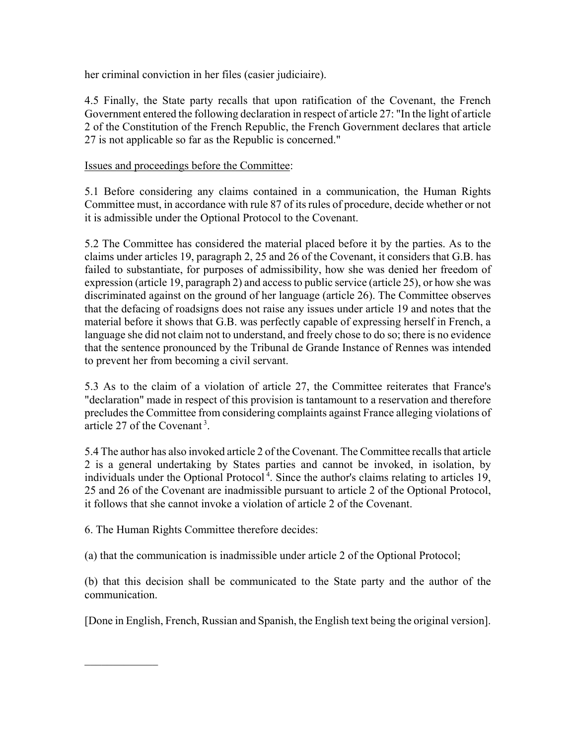her criminal conviction in her files (casier judiciaire).

4.5 Finally, the State party recalls that upon ratification of the Covenant, the French Government entered the following declaration in respect of article 27: "In the light of article 2 of the Constitution of the French Republic, the French Government declares that article 27 is not applicable so far as the Republic is concerned."

Issues and proceedings before the Committee:

5.1 Before considering any claims contained in a communication, the Human Rights Committee must, in accordance with rule 87 of its rules of procedure, decide whether or not it is admissible under the Optional Protocol to the Covenant.

5.2 The Committee has considered the material placed before it by the parties. As to the claims under articles 19, paragraph 2, 25 and 26 of the Covenant, it considers that G.B. has failed to substantiate, for purposes of admissibility, how she was denied her freedom of expression (article 19, paragraph 2) and access to public service (article 25), or how she was discriminated against on the ground of her language (article 26). The Committee observes that the defacing of roadsigns does not raise any issues under article 19 and notes that the material before it shows that G.B. was perfectly capable of expressing herself in French, a language she did not claim not to understand, and freely chose to do so; there is no evidence that the sentence pronounced by the Tribunal de Grande Instance of Rennes was intended to prevent her from becoming a civil servant.

5.3 As to the claim of a violation of article 27, the Committee reiterates that France's "declaration" made in respect of this provision is tantamount to a reservation and therefore precludes the Committee from considering complaints against France alleging violations of article 27 of the Covenant [3].

5.4 The author has also invoked article 2 of the Covenant. The Committee recalls that article 2 is a general undertaking by States parties and cannot be invoked, in isolation, by individuals under the Optional Protocol [4]. Since the author's claims relating to articles 19, 25 and 26 of the Covenant are inadmissible pursuant to article 2 of the Optional Protocol, it follows that she cannot invoke a violation of article 2 of the Covenant.

6. The Human Rights Committee therefore decides:

(a) that the communication is inadmissible under article 2 of the Optional Protocol;

(b) that this decision shall be communicated to the State party and the author of the communication.

[Done in English, French, Russian and Spanish, the English text being the original version].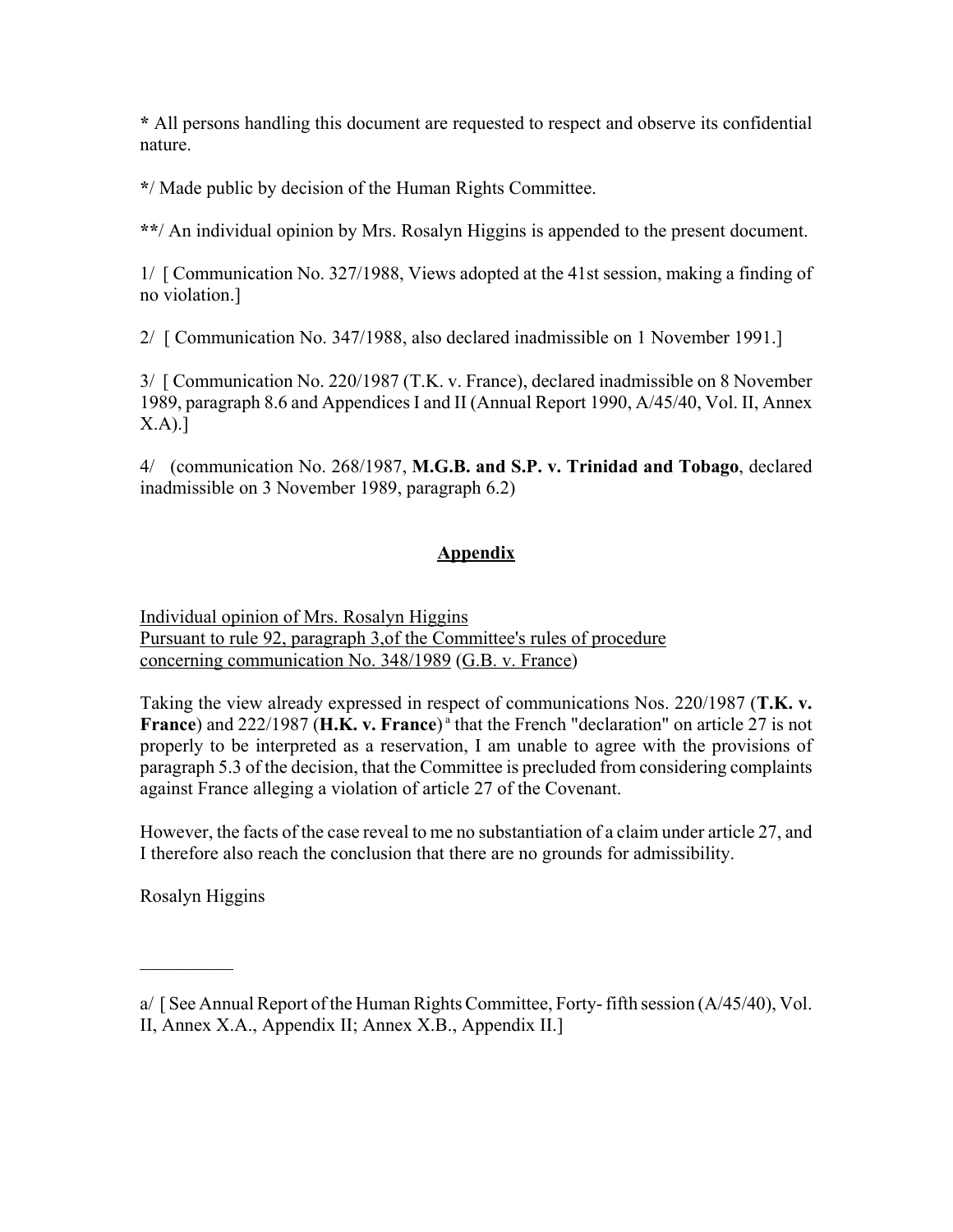* All persons handling this document are requested to respect and observe its confidential nature.

*/ Made public by decision of the Human Rights Committee.

**/ An individual opinion by Mrs. Rosalyn Higgins is appended to the present document.

1/ [ Communication No. 327/1988, Views adopted at the 41st session, making a finding of no violation.]

2/ [ Communication No. 347/1988, also declared inadmissible on 1 November 1991.]

3/ [ Communication No. 220/1987 (T.K. v. France), declared inadmissible on 8 November 1989, paragraph 8.6 and Appendices I and II (Annual Report 1990, A/45/40, Vol. II, Annex X.A).]

4/ (communication No. 268/1987, **M.G.B. and S.P. v. Trinidad and Tobago**, declared inadmissible on 3 November 1989, paragraph 6.2)

## Appendix

Individual opinion of Mrs. Rosalyn Higgins
Pursuant to rule 92, paragraph 3,of the Committee's rules of procedure
concerning communication No. 348/1989 (G.B. v. France)

Taking the view already expressed in respect of communications Nos. 220/1987 (**T.K. v. France**) and 222/1987 (**H.K. v. France**)[a] that the French "declaration" on article 27 is not properly to be interpreted as a reservation, I am unable to agree with the provisions of paragraph 5.3 of the decision, that the Committee is precluded from considering complaints against France alleging a violation of article 27 of the Covenant.

However, the facts of the case reveal to me no substantiation of a claim under article 27, and I therefore also reach the conclusion that there are no grounds for admissibility.

Rosalyn Higgins

---

a/ [ See Annual Report of the Human Rights Committee, Forty- fifth session (A/45/40), Vol. II, Annex X.A., Appendix II; Annex X.B., Appendix II.]